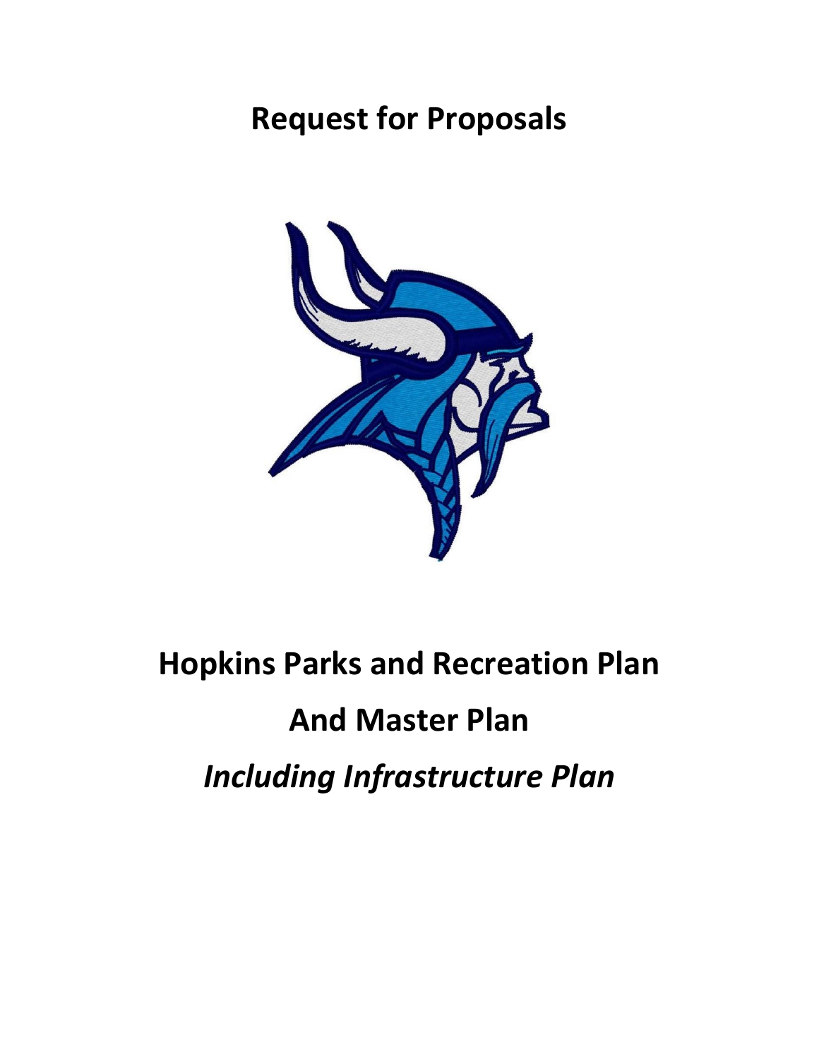# Request for Proposals

# Hopkins Parks and Recreation Plan

# And Master Plan

# *Including Infrastructure Plan*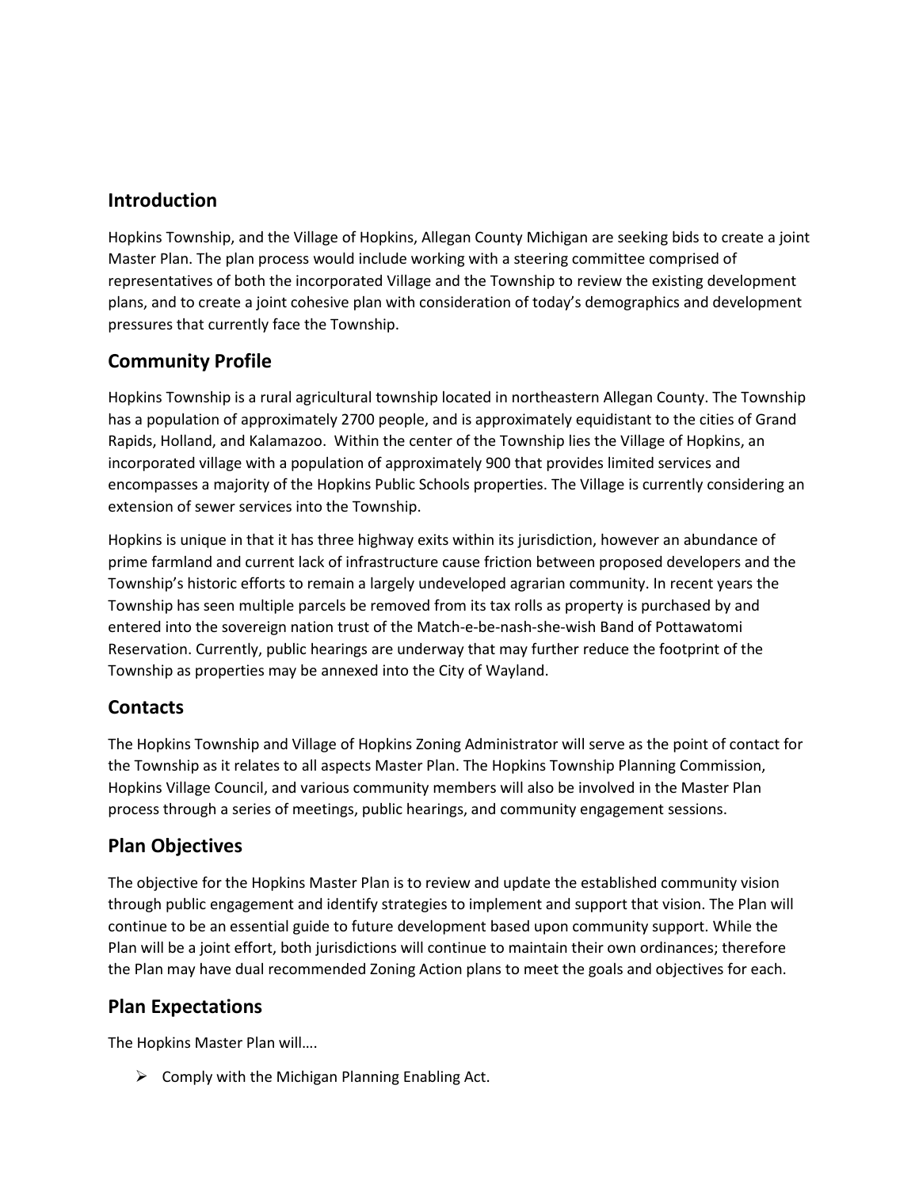## Introduction

Hopkins Township, and the Village of Hopkins, Allegan County Michigan are seeking bids to create a joint Master Plan. The plan process would include working with a steering committee comprised of representatives of both the incorporated Village and the Township to review the existing development plans, and to create a joint cohesive plan with consideration of today's demographics and development pressures that currently face the Township.

## Community Profile

Hopkins Township is a rural agricultural township located in northeastern Allegan County. The Township has a population of approximately 2700 people, and is approximately equidistant to the cities of Grand Rapids, Holland, and Kalamazoo. Within the center of the Township lies the Village of Hopkins, an incorporated village with a population of approximately 900 that provides limited services and encompasses a majority of the Hopkins Public Schools properties. The Village is currently considering an extension of sewer services into the Township.

Hopkins is unique in that it has three highway exits within its jurisdiction, however an abundance of prime farmland and current lack of infrastructure cause friction between proposed developers and the Township's historic efforts to remain a largely undeveloped agrarian community. In recent years the Township has seen multiple parcels be removed from its tax rolls as property is purchased by and entered into the sovereign nation trust of the Match-e-be-nash-she-wish Band of Pottawatomi Reservation. Currently, public hearings are underway that may further reduce the footprint of the Township as properties may be annexed into the City of Wayland.

## Contacts

The Hopkins Township and Village of Hopkins Zoning Administrator will serve as the point of contact for the Township as it relates to all aspects Master Plan. The Hopkins Township Planning Commission, Hopkins Village Council, and various community members will also be involved in the Master Plan process through a series of meetings, public hearings, and community engagement sessions.

## Plan Objectives

The objective for the Hopkins Master Plan is to review and update the established community vision through public engagement and identify strategies to implement and support that vision. The Plan will continue to be an essential guide to future development based upon community support. While the Plan will be a joint effort, both jurisdictions will continue to maintain their own ordinances; therefore the Plan may have dual recommended Zoning Action plans to meet the goals and objectives for each.

## Plan Expectations

The Hopkins Master Plan will….

- Comply with the Michigan Planning Enabling Act.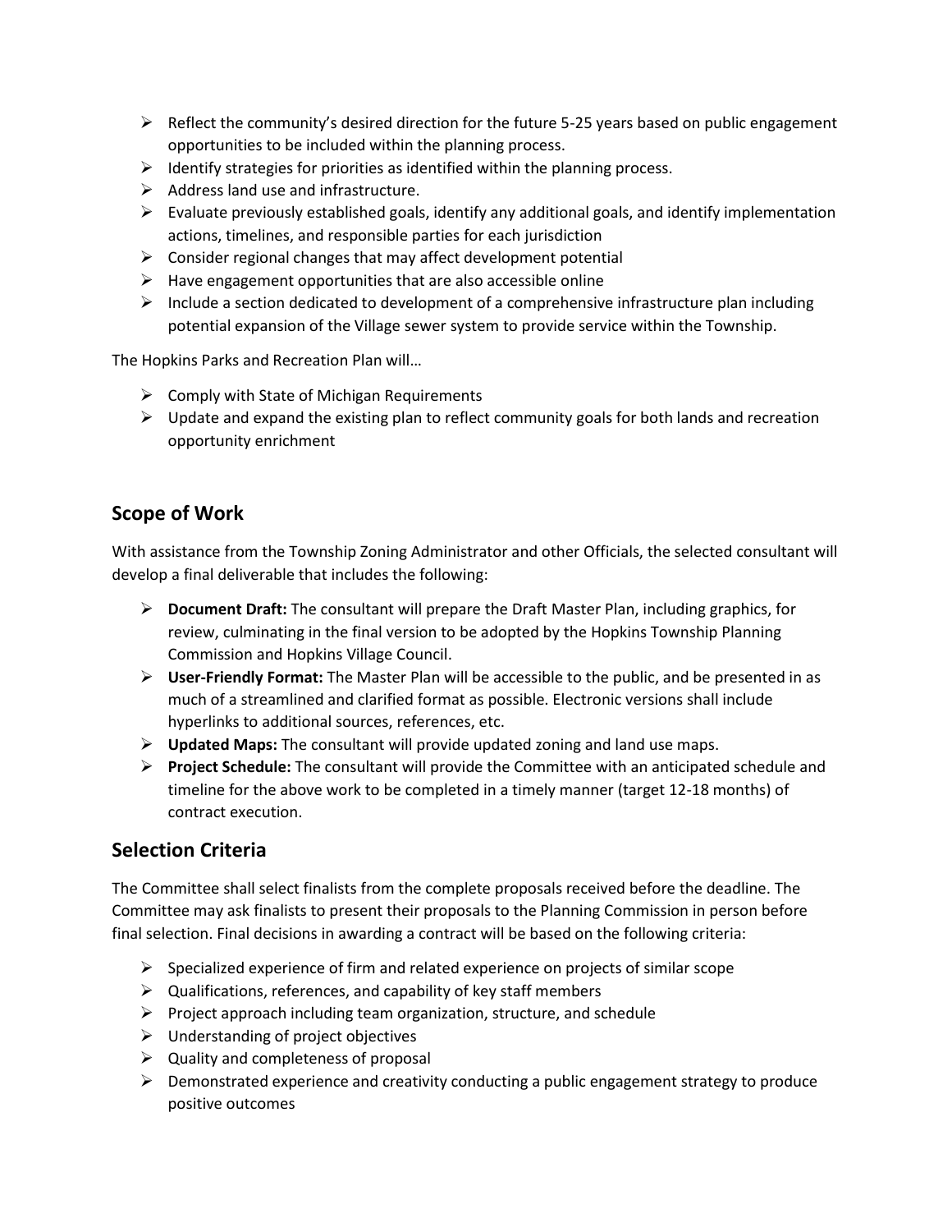- Reflect the community's desired direction for the future 5-25 years based on public engagement opportunities to be included within the planning process.
- Identify strategies for priorities as identified within the planning process.
- Address land use and infrastructure.
- Evaluate previously established goals, identify any additional goals, and identify implementation actions, timelines, and responsible parties for each jurisdiction
- Consider regional changes that may affect development potential
- Have engagement opportunities that are also accessible online
- Include a section dedicated to development of a comprehensive infrastructure plan including potential expansion of the Village sewer system to provide service within the Township.

The Hopkins Parks and Recreation Plan will…

- Comply with State of Michigan Requirements
- Update and expand the existing plan to reflect community goals for both lands and recreation opportunity enrichment

## Scope of Work

With assistance from the Township Zoning Administrator and other Officials, the selected consultant will develop a final deliverable that includes the following:

- **Document Draft:** The consultant will prepare the Draft Master Plan, including graphics, for review, culminating in the final version to be adopted by the Hopkins Township Planning Commission and Hopkins Village Council.
- **User-Friendly Format:** The Master Plan will be accessible to the public, and be presented in as much of a streamlined and clarified format as possible. Electronic versions shall include hyperlinks to additional sources, references, etc.
- **Updated Maps:** The consultant will provide updated zoning and land use maps.
- **Project Schedule:** The consultant will provide the Committee with an anticipated schedule and timeline for the above work to be completed in a timely manner (target 12-18 months) of contract execution.

## Selection Criteria

The Committee shall select finalists from the complete proposals received before the deadline. The Committee may ask finalists to present their proposals to the Planning Commission in person before final selection. Final decisions in awarding a contract will be based on the following criteria:

- Specialized experience of firm and related experience on projects of similar scope
- Qualifications, references, and capability of key staff members
- Project approach including team organization, structure, and schedule
- Understanding of project objectives
- Quality and completeness of proposal
- Demonstrated experience and creativity conducting a public engagement strategy to produce positive outcomes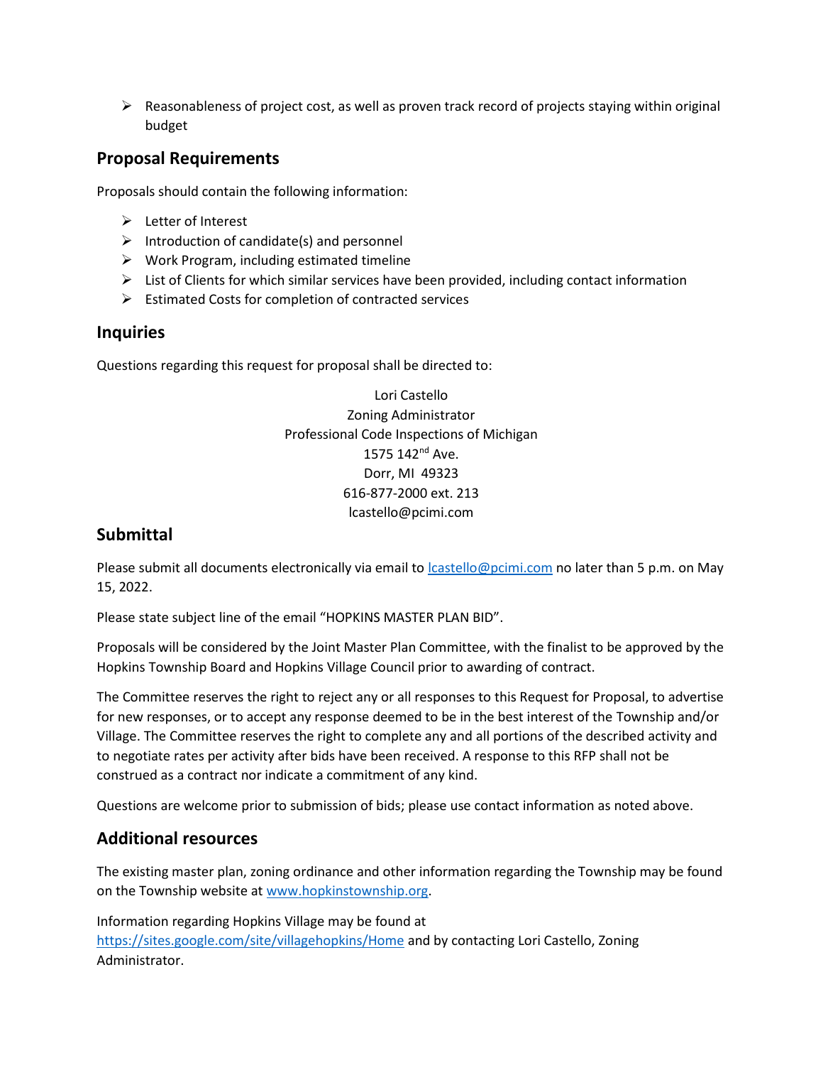- Reasonableness of project cost, as well as proven track record of projects staying within original budget

## Proposal Requirements

Proposals should contain the following information:

- Letter of Interest
- Introduction of candidate(s) and personnel
- Work Program, including estimated timeline
- List of Clients for which similar services have been provided, including contact information
- Estimated Costs for completion of contracted services

## Inquiries

Questions regarding this request for proposal shall be directed to:

Lori Castello
Zoning Administrator
Professional Code Inspections of Michigan
1575 142nd Ave.
Dorr, MI 49323
616-877-2000 ext. 213
lcastello@pcimi.com

## Submittal

Please submit all documents electronically via email to lcastello@pcimi.com no later than 5 p.m. on May 15, 2022.

Please state subject line of the email "HOPKINS MASTER PLAN BID".

Proposals will be considered by the Joint Master Plan Committee, with the finalist to be approved by the Hopkins Township Board and Hopkins Village Council prior to awarding of contract.

The Committee reserves the right to reject any or all responses to this Request for Proposal, to advertise for new responses, or to accept any response deemed to be in the best interest of the Township and/or Village. The Committee reserves the right to complete any and all portions of the described activity and to negotiate rates per activity after bids have been received. A response to this RFP shall not be construed as a contract nor indicate a commitment of any kind.

Questions are welcome prior to submission of bids; please use contact information as noted above.

## Additional resources

The existing master plan, zoning ordinance and other information regarding the Township may be found on the Township website at www.hopkinstownship.org.

Information regarding Hopkins Village may be found at https://sites.google.com/site/villagehopkins/Home and by contacting Lori Castello, Zoning Administrator.